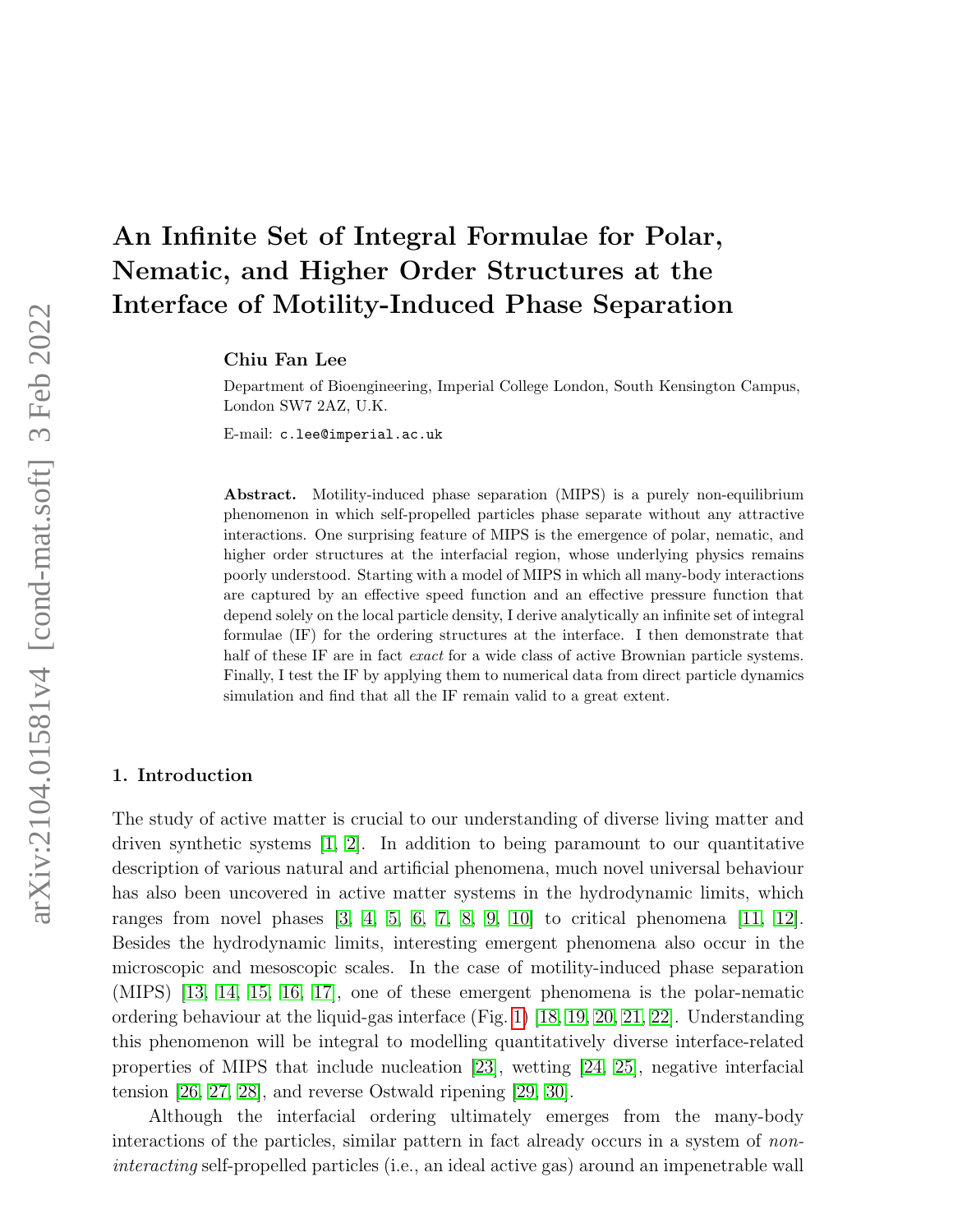# An Infinite Set of Integral Formulae for Polar, Nematic, and Higher Order Structures at the Interface of Motility-Induced Phase Separation

**Chiu Fan Lee**

Department of Bioengineering, Imperial College London, South Kensington Campus, London SW7 2AZ, U.K.

E-mail: c.lee@imperial.ac.uk

**Abstract.** Motility-induced phase separation (MIPS) is a purely non-equilibrium phenomenon in which self-propelled particles phase separate without any attractive interactions. One surprising feature of MIPS is the emergence of polar, nematic, and higher order structures at the interfacial region, whose underlying physics remains poorly understood. Starting with a model of MIPS in which all many-body interactions are captured by an effective speed function and an effective pressure function that depend solely on the local particle density, I derive analytically an infinite set of integral formulae (IF) for the ordering structures at the interface. I then demonstrate that half of these IF are in fact *exact* for a wide class of active Brownian particle systems. Finally, I test the IF by applying them to numerical data from direct particle dynamics simulation and find that all the IF remain valid to a great extent.

## 1. Introduction

The study of active matter is crucial to our understanding of diverse living matter and driven synthetic systems [1, 2]. In addition to being paramount to our quantitative description of various natural and artificial phenomena, much novel universal behaviour has also been uncovered in active matter systems in the hydrodynamic limits, which ranges from novel phases [3, 4, 5, 6, 7, 8, 9, 10] to critical phenomena [11, 12]. Besides the hydrodynamic limits, interesting emergent phenomena also occur in the microscopic and mesoscopic scales. In the case of motility-induced phase separation (MIPS) [13, 14, 15, 16, 17], one of these emergent phenomena is the polar-nematic ordering behaviour at the liquid-gas interface (Fig. 1) [18, 19, 20, 21, 22]. Understanding this phenomenon will be integral to modelling quantitatively diverse interface-related properties of MIPS that include nucleation [23], wetting [24, 25], negative interfacial tension [26, 27, 28], and reverse Ostwald ripening [29, 30].

Although the interfacial ordering ultimately emerges from the many-body interactions of the particles, similar pattern in fact already occurs in a system of *non-interacting* self-propelled particles (i.e., an ideal active gas) around an impenetrable wall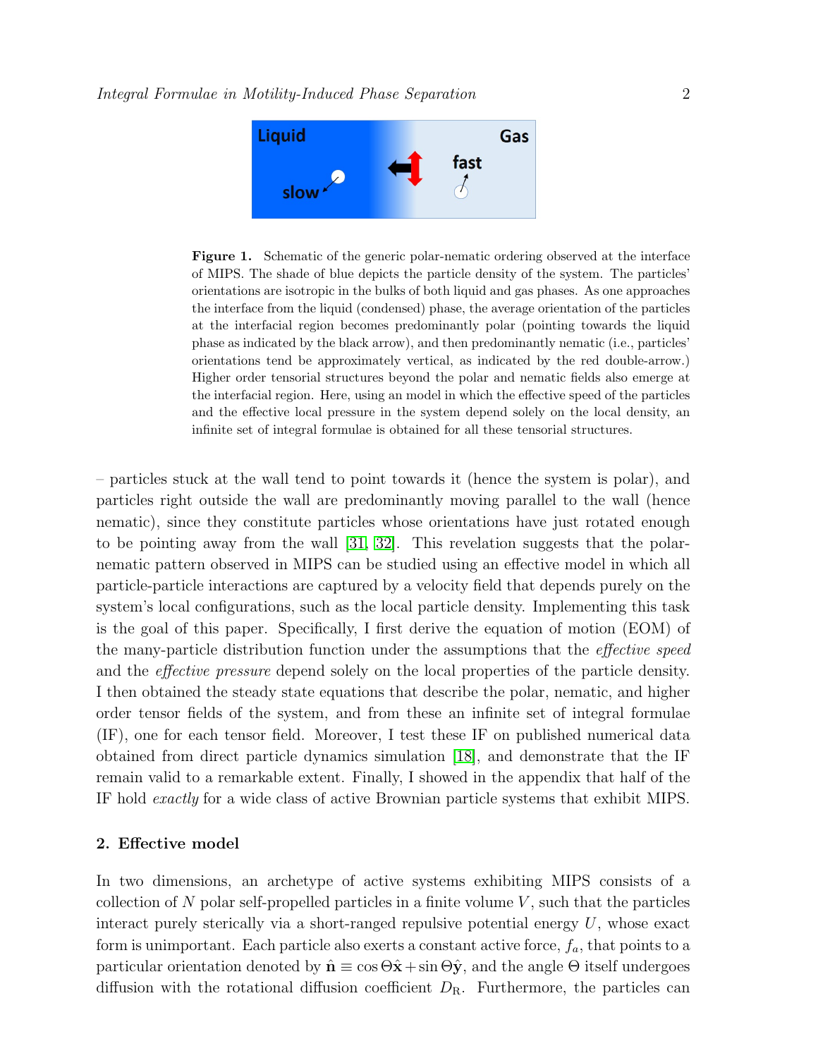**Figure 1.** Schematic of the generic polar-nematic ordering observed at the interface of MIPS. The shade of blue depicts the particle density of the system. The particles' orientations are isotropic in the bulks of both liquid and gas phases. As one approaches the interface from the liquid (condensed) phase, the average orientation of the particles at the interfacial region becomes predominantly polar (pointing towards the liquid phase as indicated by the black arrow), and then predominantly nematic (i.e., particles' orientations tend be approximately vertical, as indicated by the red double-arrow.) Higher order tensorial structures beyond the polar and nematic fields also emerge at the interfacial region. Here, using an model in which the effective speed of the particles and the effective local pressure in the system depend solely on the local density, an infinite set of integral formulae is obtained for all these tensorial structures.

– particles stuck at the wall tend to point towards it (hence the system is polar), and particles right outside the wall are predominantly moving parallel to the wall (hence nematic), since they constitute particles whose orientations have just rotated enough to be pointing away from the wall [31, 32]. This revelation suggests that the polar-nematic pattern observed in MIPS can be studied using an effective model in which all particle-particle interactions are captured by a velocity field that depends purely on the system's local configurations, such as the local particle density. Implementing this task is the goal of this paper. Specifically, I first derive the equation of motion (EOM) of the many-particle distribution function under the assumptions that the *effective speed* and the *effective pressure* depend solely on the local properties of the particle density. I then obtained the steady state equations that describe the polar, nematic, and higher order tensor fields of the system, and from these an infinite set of integral formulae (IF), one for each tensor field. Moreover, I test these IF on published numerical data obtained from direct particle dynamics simulation [18], and demonstrate that the IF remain valid to a remarkable extent. Finally, I showed in the appendix that half of the IF hold *exactly* for a wide class of active Brownian particle systems that exhibit MIPS.

## 2. Effective model

In two dimensions, an archetype of active systems exhibiting MIPS consists of a collection of $N$ polar self-propelled particles in a finite volume $V$, such that the particles interact purely sterically via a short-ranged repulsive potential energy $U$, whose exact form is unimportant. Each particle also exerts a constant active force, $f_a$, that points to a particular orientation denoted by $\hat{\mathbf{n}} \equiv \cos\Theta\hat{\mathbf{x}} + \sin\Theta\hat{\mathbf{y}}$, and the angle $\Theta$ itself undergoes diffusion with the rotational diffusion coefficient $D_{\mathrm{R}}$. Furthermore, the particles can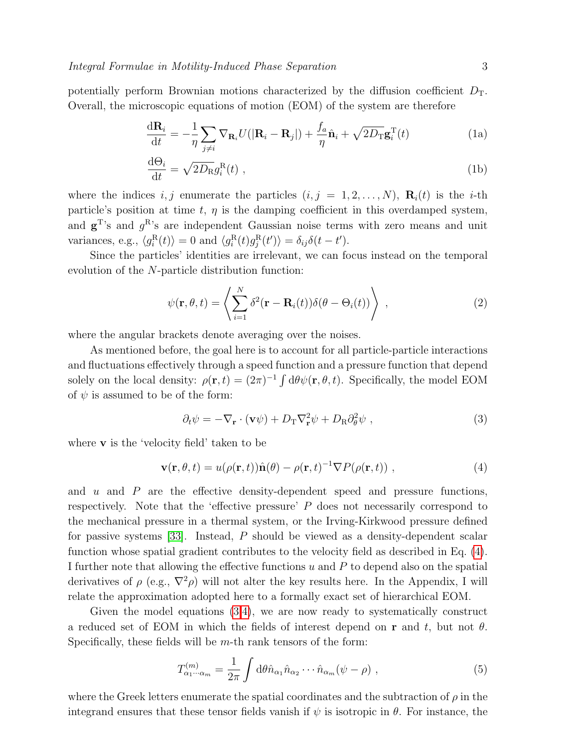potentially perform Brownian motions characterized by the diffusion coefficient $D_{\rm T}$. Overall, the microscopic equations of motion (EOM) of the system are therefore

$$\frac{{\rm d}\mathbf{R}_i}{{\rm d}t} = -\frac{1}{\eta}\sum_{j\neq i}\nabla_{\mathbf{R}_i}U(|\mathbf{R}_i - \mathbf{R}_j|) + \frac{f_a}{\eta}\hat{\mathbf{n}}_i + \sqrt{2D_{\rm T}}\mathbf{g}_i^{\rm T}(t) \tag{1a}$$

$$\frac{{\rm d}\Theta_i}{{\rm d}t} = \sqrt{2D_{\rm R}}g_i^{\rm R}(t) \ , \tag{1b}$$

where the indices $i, j$ enumerate the particles ($i, j = 1, 2, \ldots, N$), $\mathbf{R}_i(t)$ is the $i$-th particle's position at time $t$, $\eta$ is the damping coefficient in this overdamped system, and $\mathbf{g}^{\rm T}$'s and $g^{\rm R}$'s are independent Gaussian noise terms with zero means and unit variances, e.g., $\langle g_i^{\rm R}(t)\rangle = 0$ and $\langle g_i^{\rm R}(t)g_j^{\rm R}(t')\rangle = \delta_{ij}\delta(t-t')$.

Since the particles' identities are irrelevant, we can focus instead on the temporal evolution of the $N$-particle distribution function:

$$\psi(\mathbf{r}, \theta, t) = \left\langle \sum_{i=1}^{N} \delta^2(\mathbf{r} - \mathbf{R}_i(t))\delta(\theta - \Theta_i(t)) \right\rangle \ , \tag{2}$$

where the angular brackets denote averaging over the noises.

As mentioned before, the goal here is to account for all particle-particle interactions and fluctuations effectively through a speed function and a pressure function that depend solely on the local density: $\rho(\mathbf{r}, t) = (2\pi)^{-1}\int {\rm d}\theta \psi(\mathbf{r}, \theta, t)$. Specifically, the model EOM of $\psi$ is assumed to be of the form:

$$\partial_t \psi = -\nabla_{\mathbf{r}} \cdot (\mathbf{v}\psi) + D_{\rm T}\nabla_{\mathbf{r}}^2\psi + D_{\rm R}\partial_\theta^2\psi \ , \tag{3}$$

where $\mathbf{v}$ is the 'velocity field' taken to be

$$\mathbf{v}(\mathbf{r}, \theta, t) = u(\rho(\mathbf{r}, t))\hat{\mathbf{n}}(\theta) - \rho(\mathbf{r}, t)^{-1}\nabla P(\rho(\mathbf{r}, t)) \ , \tag{4}$$

and $u$ and $P$ are the effective density-dependent speed and pressure functions, respectively. Note that the 'effective pressure' $P$ does not necessarily correspond to the mechanical pressure in a thermal system, or the Irving-Kirkwood pressure defined for passive systems [33]. Instead, $P$ should be viewed as a density-dependent scalar function whose spatial gradient contributes to the velocity field as described in Eq. (4). I further note that allowing the effective functions $u$ and $P$ to depend also on the spatial derivatives of $\rho$ (e.g., $\nabla^2\rho$) will not alter the key results here. In the Appendix, I will relate the approximation adopted here to a formally exact set of hierarchical EOM.

Given the model equations (3,4), we are now ready to systematically construct a reduced set of EOM in which the fields of interest depend on $\mathbf{r}$ and $t$, but not $\theta$. Specifically, these fields will be $m$-th rank tensors of the form:

$$T^{(m)}_{\alpha_1\cdots\alpha_m} = \frac{1}{2\pi}\int {\rm d}\theta \hat{n}_{\alpha_1}\hat{n}_{\alpha_2}\cdots\hat{n}_{\alpha_m}(\psi - \rho) \ , \tag{5}$$

where the Greek letters enumerate the spatial coordinates and the subtraction of $\rho$ in the integrand ensures that these tensor fields vanish if $\psi$ is isotropic in $\theta$. For instance, the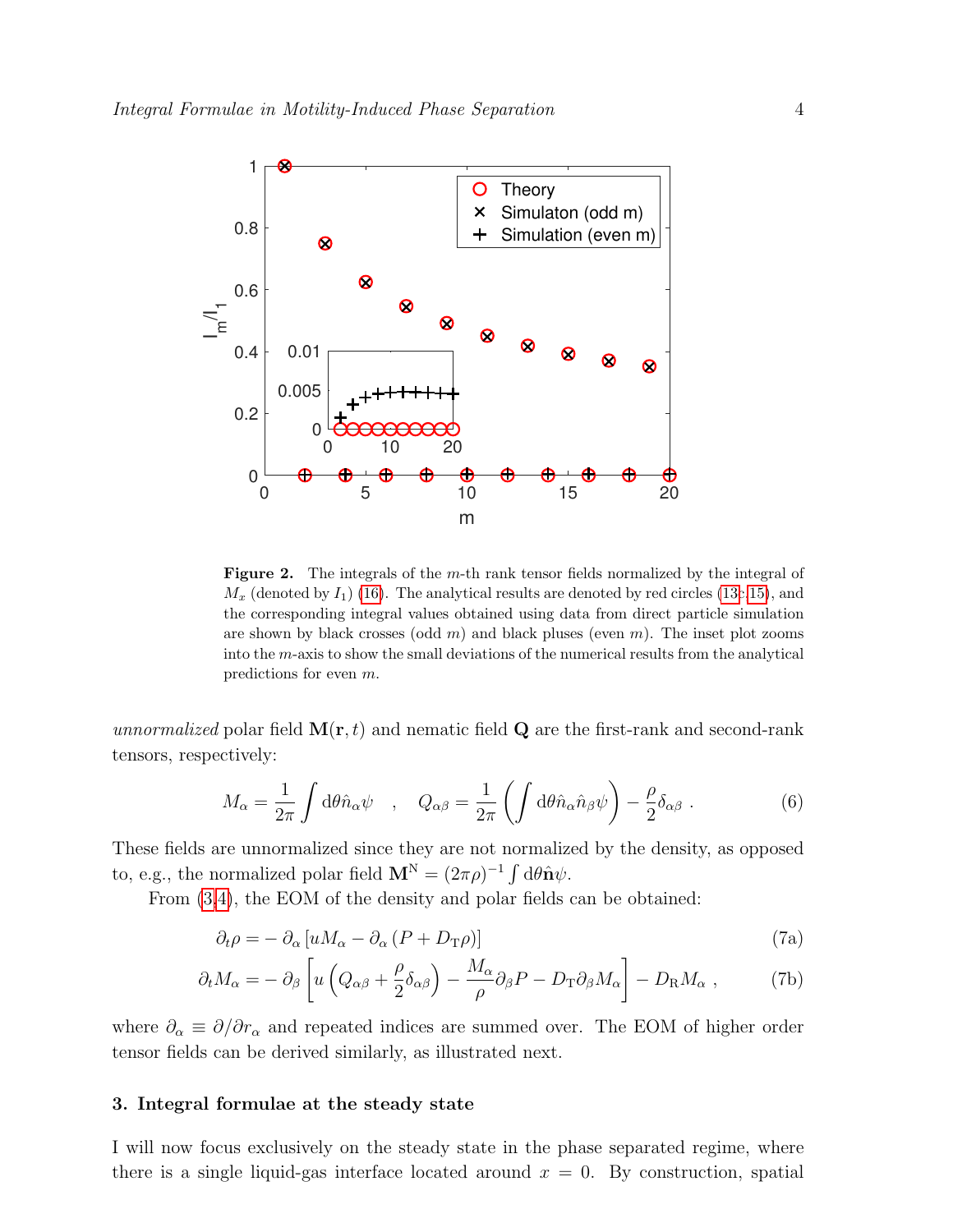**Figure 2.** The integrals of the $m$-th rank tensor fields normalized by the integral of $M_x$ (denoted by $I_1$) (16). The analytical results are denoted by red circles (13c,15), and the corresponding integral values obtained using data from direct particle simulation are shown by black crosses (odd $m$) and black pluses (even $m$). The inset plot zooms into the $m$-axis to show the small deviations of the numerical results from the analytical predictions for even $m$.

*unnormalized* polar field $\mathbf{M}(\mathbf{r}, t)$ and nematic field $\mathbf{Q}$ are the first-rank and second-rank tensors, respectively:

$$M_\alpha = \frac{1}{2\pi} \int \mathrm{d}\theta \hat{n}_\alpha \psi \quad , \quad Q_{\alpha\beta} = \frac{1}{2\pi} \left( \int \mathrm{d}\theta \hat{n}_\alpha \hat{n}_\beta \psi \right) - \frac{\rho}{2} \delta_{\alpha\beta} \ . \tag{6}$$

These fields are unnormalized since they are not normalized by the density, as opposed to, e.g., the normalized polar field $\mathbf{M}^{\mathrm{N}} = (2\pi\rho)^{-1} \int \mathrm{d}\theta \hat{\mathbf{n}} \psi$.

From (3,4), the EOM of the density and polar fields can be obtained:

$$\partial_t \rho = -\partial_\alpha \left[ u M_\alpha - \partial_\alpha \left( P + D_{\mathrm{T}} \rho \right) \right] \tag{7a}$$

$$\partial_t M_\alpha = -\partial_\beta \left[ u \left( Q_{\alpha\beta} + \frac{\rho}{2} \delta_{\alpha\beta} \right) - \frac{M_\alpha}{\rho} \partial_\beta P - D_{\mathrm{T}} \partial_\beta M_\alpha \right] - D_{\mathrm{R}} M_\alpha \ , \tag{7b}$$

where $\partial_\alpha \equiv \partial / \partial r_\alpha$ and repeated indices are summed over. The EOM of higher order tensor fields can be derived similarly, as illustrated next.

## 3. Integral formulae at the steady state

I will now focus exclusively on the steady state in the phase separated regime, where there is a single liquid-gas interface located around $x = 0$. By construction, spatial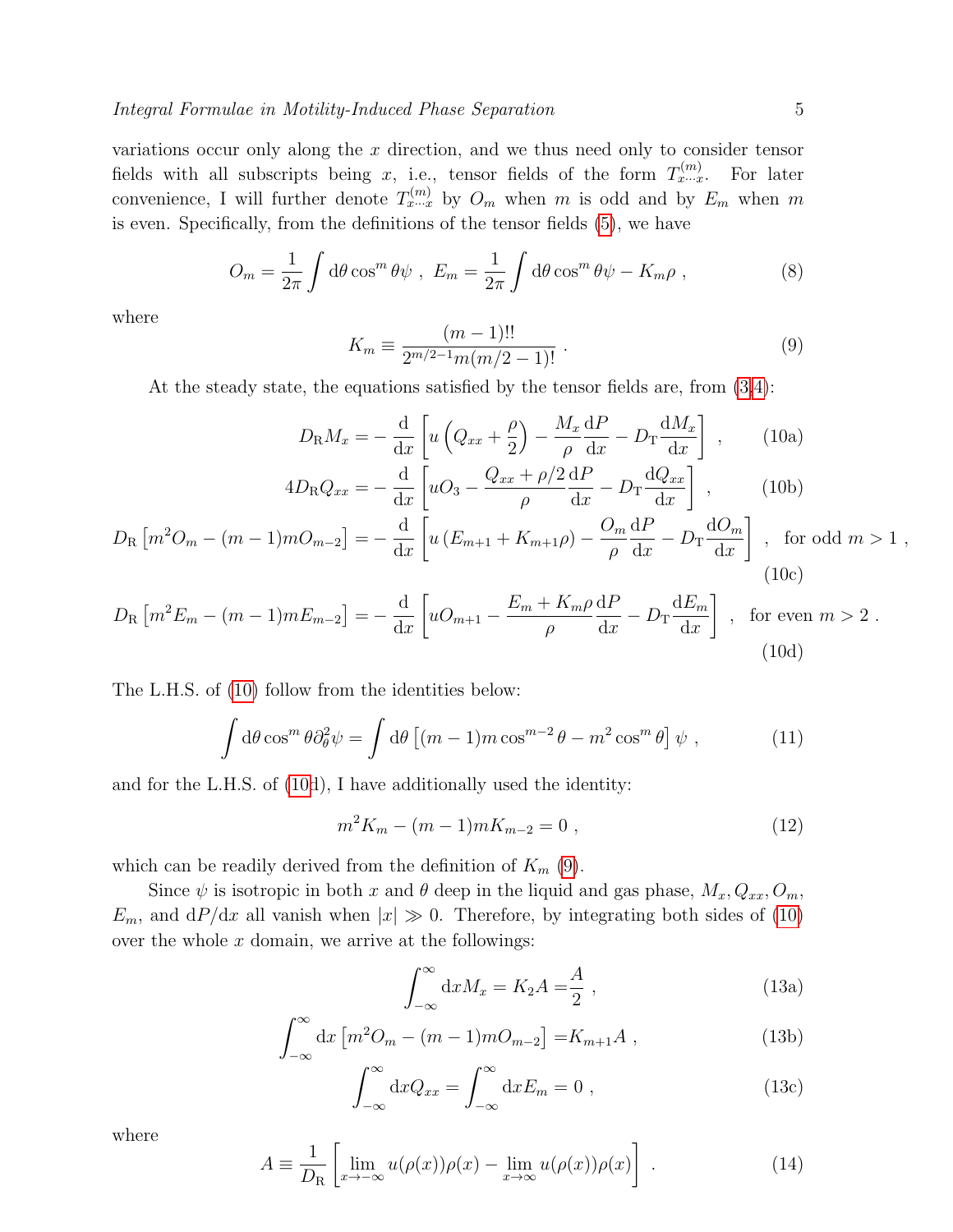variations occur only along the $x$ direction, and we thus need only to consider tensor fields with all subscripts being $x$, i.e., tensor fields of the form $T^{(m)}_{x\cdots x}$. For later convenience, I will further denote $T^{(m)}_{x\cdots x}$ by $O_m$ when $m$ is odd and by $E_m$ when $m$ is even. Specifically, from the definitions of the tensor fields (5), we have

$$
O_m = \frac{1}{2\pi} \int \mathrm{d}\theta \cos^m \theta \psi \ , \ E_m = \frac{1}{2\pi} \int \mathrm{d}\theta \cos^m \theta \psi - K_m \rho \ , \tag{8}
$$

where

$$
K_m \equiv \frac{(m-1)!!}{2^{m/2-1} m (m/2-1)!} \ . \tag{9}
$$

At the steady state, the equations satisfied by the tensor fields are, from (3,4):

$$
D_{\mathrm{R}} M_x = -\frac{\mathrm{d}}{\mathrm{d}x}\left[ u\left(Q_{xx} + \frac{\rho}{2}\right) - \frac{M_x}{\rho}\frac{\mathrm{d}P}{\mathrm{d}x} - D_{\mathrm{T}}\frac{\mathrm{d}M_x}{\mathrm{d}x}\right] \ , \tag{10a}
$$

$$
4D_{\mathrm{R}} Q_{xx} = -\frac{\mathrm{d}}{\mathrm{d}x}\left[ uO_3 - \frac{Q_{xx} + \rho/2}{\rho}\frac{\mathrm{d}P}{\mathrm{d}x} - D_{\mathrm{T}}\frac{\mathrm{d}Q_{xx}}{\mathrm{d}x}\right] \ , \tag{10b}
$$

$$
D_{\mathrm{R}}\left[m^2 O_m - (m-1)mO_{m-2}\right] = -\frac{\mathrm{d}}{\mathrm{d}x}\left[ u\left(E_{m+1} + K_{m+1}\rho\right) - \frac{O_m}{\rho}\frac{\mathrm{d}P}{\mathrm{d}x} - D_{\mathrm{T}}\frac{\mathrm{d}O_m}{\mathrm{d}x}\right] \ , \ \text{for odd } m > 1 \ , \tag{10c}
$$

$$
D_{\mathrm{R}}\left[m^2 E_m - (m-1)mE_{m-2}\right] = -\frac{\mathrm{d}}{\mathrm{d}x}\left[ uO_{m+1} - \frac{E_m + K_m\rho}{\rho}\frac{\mathrm{d}P}{\mathrm{d}x} - D_{\mathrm{T}}\frac{\mathrm{d}E_m}{\mathrm{d}x}\right] \ , \ \text{for even } m > 2 \ . \tag{10d}
$$

The L.H.S. of (10) follow from the identities below:

$$
\int \mathrm{d}\theta \cos^m \theta \partial_\theta^2 \psi = \int \mathrm{d}\theta \left[(m-1)m\cos^{m-2}\theta - m^2\cos^m\theta\right]\psi \ , \tag{11}
$$

and for the L.H.S. of (10d), I have additionally used the identity:

$$
m^2 K_m - (m-1)mK_{m-2} = 0 \ , \tag{12}
$$

which can be readily derived from the definition of $K_m$ (9).

Since $\psi$ is isotropic in both $x$ and $\theta$ deep in the liquid and gas phase, $M_x, Q_{xx}, O_m$, $E_m$, and $\mathrm{d}P/\mathrm{d}x$ all vanish when $|x| \gg 0$. Therefore, by integrating both sides of (10) over the whole $x$ domain, we arrive at the followings:

$$
\int_{-\infty}^{\infty} \mathrm{d}x M_x = K_2 A = \frac{A}{2} \ , \tag{13a}
$$

$$
\int_{-\infty}^{\infty} \mathrm{d}x \left[m^2 O_m - (m-1)mO_{m-2}\right] = K_{m+1} A \ , \tag{13b}
$$

$$
\int_{-\infty}^{\infty} \mathrm{d}x Q_{xx} = \int_{-\infty}^{\infty} \mathrm{d}x E_m = 0 \ , \tag{13c}
$$

where

$$
A \equiv \frac{1}{D_{\mathrm{R}}}\left[\lim_{x\to-\infty} u(\rho(x))\rho(x) - \lim_{x\to\infty} u(\rho(x))\rho(x)\right] \ . \tag{14}
$$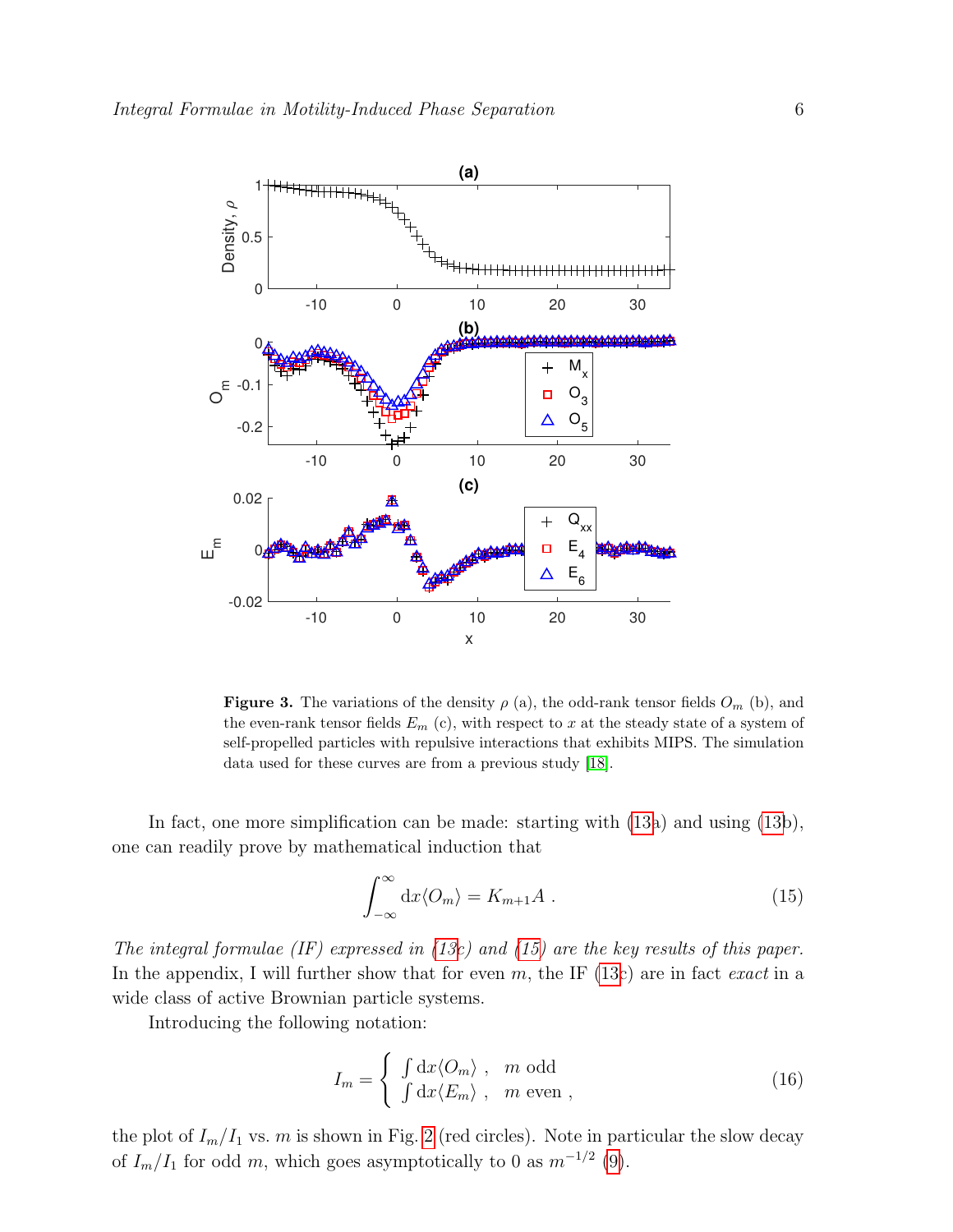**Figure 3.** The variations of the density $\rho$ (a), the odd-rank tensor fields $O_m$ (b), and the even-rank tensor fields $E_m$ (c), with respect to $x$ at the steady state of a system of self-propelled particles with repulsive interactions that exhibits MIPS. The simulation data used for these curves are from a previous study [18].

In fact, one more simplification can be made: starting with (13a) and using (13b), one can readily prove by mathematical induction that

$$\int_{-\infty}^{\infty} \mathrm{d}x \langle O_m \rangle = K_{m+1} A \ . \tag{15}$$

*The integral formulae (IF) expressed in (13c) and (15) are the key results of this paper.* In the appendix, I will further show that for even $m$, the IF (13c) are in fact *exact* in a wide class of active Brownian particle systems.

Introducing the following notation:

$$I_m = \begin{cases} \int \mathrm{d}x \langle O_m \rangle \ , & m \text{ odd} \\ \int \mathrm{d}x \langle E_m \rangle \ , & m \text{ even} \ , \end{cases} \tag{16}$$

the plot of $I_m/I_1$ vs. $m$ is shown in Fig. 2 (red circles). Note in particular the slow decay of $I_m/I_1$ for odd $m$, which goes asymptotically to 0 as $m^{-1/2}$ (9).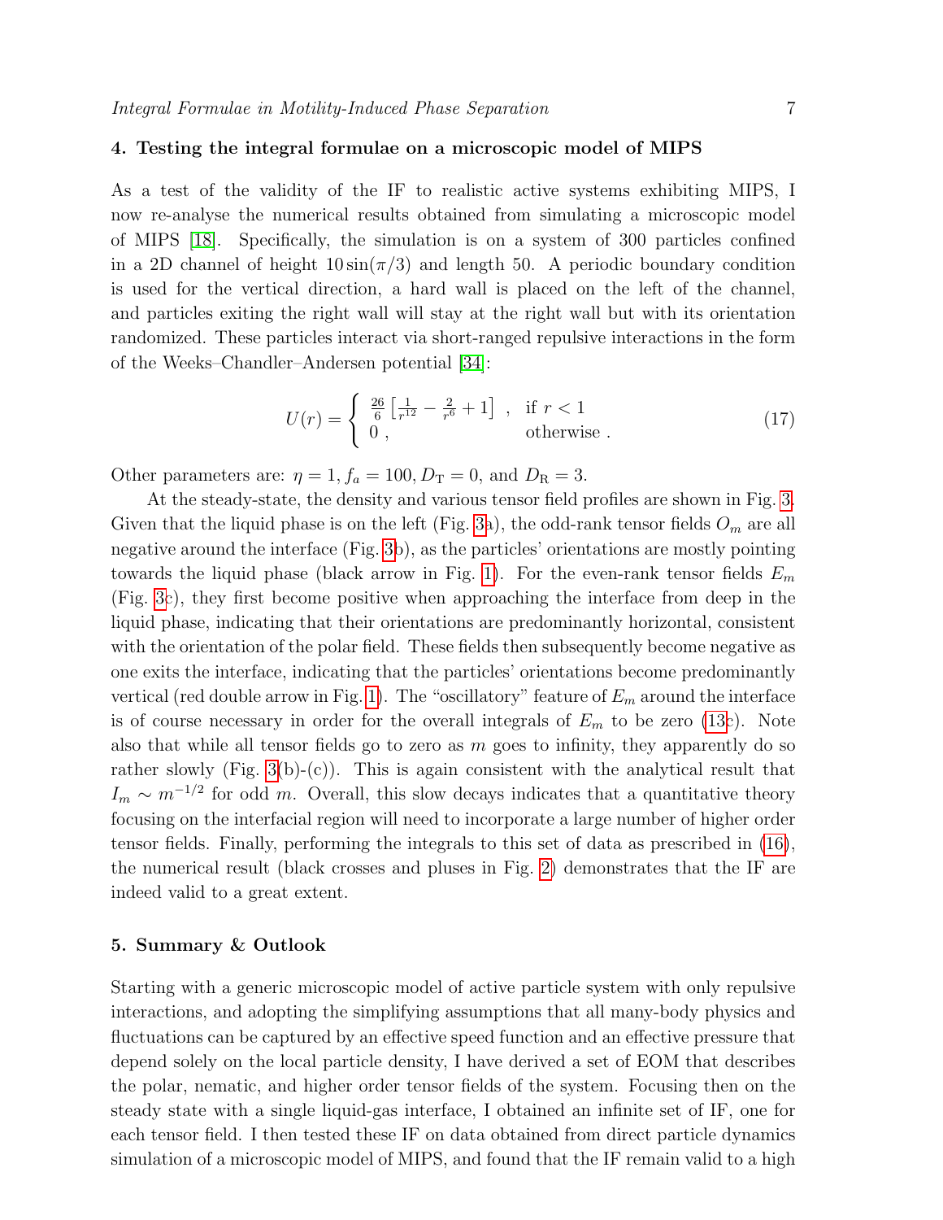## 4. Testing the integral formulae on a microscopic model of MIPS

As a test of the validity of the IF to realistic active systems exhibiting MIPS, I now re-analyse the numerical results obtained from simulating a microscopic model of MIPS [18]. Specifically, the simulation is on a system of 300 particles confined in a 2D channel of height $10\sin(\pi/3)$ and length 50. A periodic boundary condition is used for the vertical direction, a hard wall is placed on the left of the channel, and particles exiting the right wall will stay at the right wall but with its orientation randomized. These particles interact via short-ranged repulsive interactions in the form of the Weeks–Chandler–Andersen potential [34]:

$$U(r) = \begin{cases} \frac{26}{6}\left[\frac{1}{r^{12}} - \frac{2}{r^6} + 1\right] \ , & \text{if } r < 1 \\ 0 \ , & \text{otherwise} \ . \end{cases} \tag{17}$$

Other parameters are: $\eta = 1$, $f_a = 100$, $D_{\rm T} = 0$, and $D_{\rm R} = 3$.

At the steady-state, the density and various tensor field profiles are shown in Fig. 3. Given that the liquid phase is on the left (Fig. 3a), the odd-rank tensor fields $O_m$ are all negative around the interface (Fig. 3b), as the particles' orientations are mostly pointing towards the liquid phase (black arrow in Fig. 1). For the even-rank tensor fields $E_m$ (Fig. 3c), they first become positive when approaching the interface from deep in the liquid phase, indicating that their orientations are predominantly horizontal, consistent with the orientation of the polar field. These fields then subsequently become negative as one exits the interface, indicating that the particles' orientations become predominantly vertical (red double arrow in Fig. 1). The "oscillatory" feature of $E_m$ around the interface is of course necessary in order for the overall integrals of $E_m$ to be zero (13c). Note also that while all tensor fields go to zero as $m$ goes to infinity, they apparently do so rather slowly (Fig. 3(b)-(c)). This is again consistent with the analytical result that $I_m \sim m^{-1/2}$ for odd $m$. Overall, this slow decays indicates that a quantitative theory focusing on the interfacial region will need to incorporate a large number of higher order tensor fields. Finally, performing the integrals to this set of data as prescribed in (16), the numerical result (black crosses and pluses in Fig. 2) demonstrates that the IF are indeed valid to a great extent.

## 5. Summary & Outlook

Starting with a generic microscopic model of active particle system with only repulsive interactions, and adopting the simplifying assumptions that all many-body physics and fluctuations can be captured by an effective speed function and an effective pressure that depend solely on the local particle density, I have derived a set of EOM that describes the polar, nematic, and higher order tensor fields of the system. Focusing then on the steady state with a single liquid-gas interface, I obtained an infinite set of IF, one for each tensor field. I then tested these IF on data obtained from direct particle dynamics simulation of a microscopic model of MIPS, and found that the IF remain valid to a high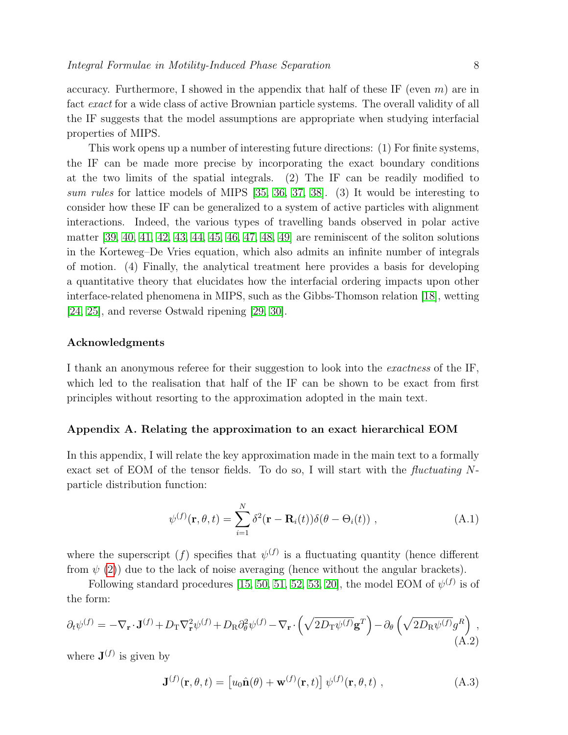accuracy. Furthermore, I showed in the appendix that half of these IF (even $m$) are in fact *exact* for a wide class of active Brownian particle systems. The overall validity of all the IF suggests that the model assumptions are appropriate when studying interfacial properties of MIPS.

This work opens up a number of interesting future directions: (1) For finite systems, the IF can be made more precise by incorporating the exact boundary conditions at the two limits of the spatial integrals. (2) The IF can be readily modified to *sum rules* for lattice models of MIPS [35, 36, 37, 38]. (3) It would be interesting to consider how these IF can be generalized to a system of active particles with alignment interactions. Indeed, the various types of travelling bands observed in polar active matter [39, 40, 41, 42, 43, 44, 45, 46, 47, 48, 49] are reminiscent of the soliton solutions in the Korteweg–De Vries equation, which also admits an infinite number of integrals of motion. (4) Finally, the analytical treatment here provides a basis for developing a quantitative theory that elucidates how the interfacial ordering impacts upon other interface-related phenomena in MIPS, such as the Gibbs-Thomson relation [18], wetting [24, 25], and reverse Ostwald ripening [29, 30].

### Acknowledgments

I thank an anonymous referee for their suggestion to look into the *exactness* of the IF, which led to the realisation that half of the IF can be shown to be exact from first principles without resorting to the approximation adopted in the main text.

### Appendix A. Relating the approximation to an exact hierarchical EOM

In this appendix, I will relate the key approximation made in the main text to a formally exact set of EOM of the tensor fields. To do so, I will start with the *fluctuating* $N$-particle distribution function:

$$\psi^{(f)}(\mathbf{r},\theta,t) = \sum_{i=1}^{N} \delta^2(\mathbf{r}-\mathbf{R}_i(t))\delta(\theta-\Theta_i(t)) \ , \tag{A.1}$$

where the superscript $(f)$ specifies that $\psi^{(f)}$ is a fluctuating quantity (hence different from $\psi$ (2)) due to the lack of noise averaging (hence without the angular brackets).

Following standard procedures [15, 50, 51, 52, 53, 20], the model EOM of $\psi^{(f)}$ is of the form:

$$\partial_t \psi^{(f)} = -\nabla_{\mathbf{r}}\cdot\mathbf{J}^{(f)} + D_{\rm T}\nabla^2_{\mathbf{r}}\psi^{(f)} + D_{\rm R}\partial^2_\theta\psi^{(f)} - \nabla_{\mathbf{r}}\cdot\left(\sqrt{2D_{\rm T}\psi^{(f)}}\mathbf{g}^T\right) - \partial_\theta\left(\sqrt{2D_{\rm R}\psi^{(f)}}g^R\right) \ , \tag{A.2}$$

where $\mathbf{J}^{(f)}$ is given by

$$\mathbf{J}^{(f)}(\mathbf{r},\theta,t) = \left[u_0\hat{\mathbf{n}}(\theta) + \mathbf{w}^{(f)}(\mathbf{r},t)\right]\psi^{(f)}(\mathbf{r},\theta,t) \ , \tag{A.3}$$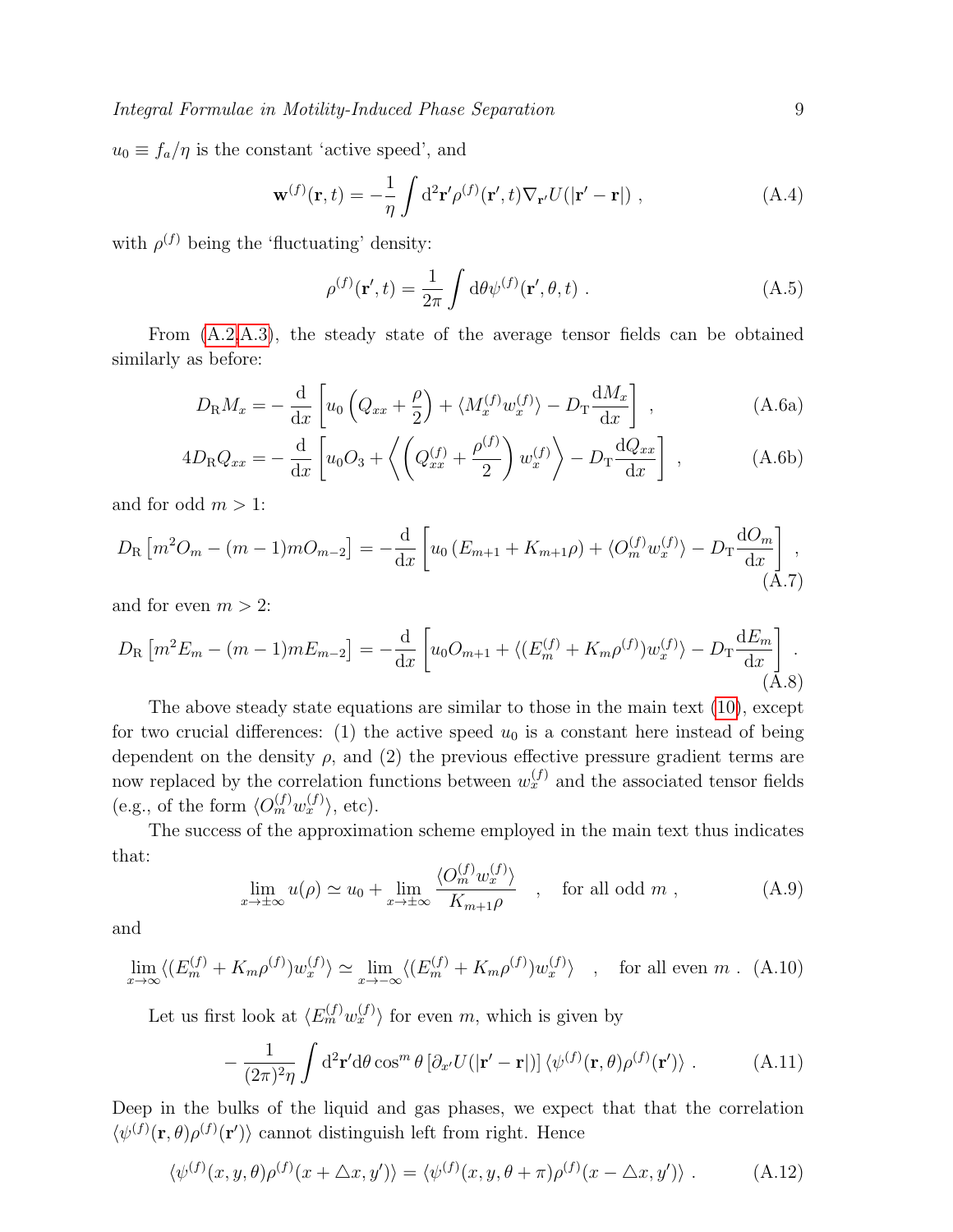$u_0 \equiv f_a/\eta$ is the constant 'active speed', and

$$\mathbf{w}^{(f)}(\mathbf{r},t) = -\frac{1}{\eta}\int \mathrm{d}^2\mathbf{r}' \rho^{(f)}(\mathbf{r}',t)\nabla_{\mathbf{r}'}U(|\mathbf{r}'-\mathbf{r}|) \ , \tag{A.4}$$

with $\rho^{(f)}$ being the 'fluctuating' density:

$$\rho^{(f)}(\mathbf{r}',t) = \frac{1}{2\pi}\int \mathrm{d}\theta \psi^{(f)}(\mathbf{r}',\theta,t) \ . \tag{A.5}$$

From (A.2,A.3), the steady state of the average tensor fields can be obtained similarly as before:

$$D_{\mathrm{R}} M_x = -\frac{\mathrm{d}}{\mathrm{d}x}\left[u_0\left(Q_{xx}+\frac{\rho}{2}\right) + \langle M_x^{(f)} w_x^{(f)}\rangle - D_{\mathrm{T}}\frac{\mathrm{d}M_x}{\mathrm{d}x}\right] \ , \tag{A.6a}$$

$$4D_{\mathrm{R}} Q_{xx} = -\frac{\mathrm{d}}{\mathrm{d}x}\left[u_0 O_3 + \left\langle \left(Q_{xx}^{(f)}+\frac{\rho^{(f)}}{2}\right) w_x^{(f)}\right\rangle - D_{\mathrm{T}}\frac{\mathrm{d}Q_{xx}}{\mathrm{d}x}\right] \ , \tag{A.6b}$$

and for odd $m>1$:

$$D_{\mathrm{R}}\left[m^2 O_m - (m-1)m O_{m-2}\right] = -\frac{\mathrm{d}}{\mathrm{d}x}\left[u_0\left(E_{m+1}+K_{m+1}\rho\right) + \langle O_m^{(f)} w_x^{(f)}\rangle - D_{\mathrm{T}}\frac{\mathrm{d}O_m}{\mathrm{d}x}\right] \ , \tag{A.7}$$

and for even $m>2$:

$$D_{\mathrm{R}}\left[m^2 E_m - (m-1)m E_{m-2}\right] = -\frac{\mathrm{d}}{\mathrm{d}x}\left[u_0 O_{m+1} + \langle (E_m^{(f)}+K_m\rho^{(f)}) w_x^{(f)}\rangle - D_{\mathrm{T}}\frac{\mathrm{d}E_m}{\mathrm{d}x}\right] \ . \tag{A.8}$$

The above steady state equations are similar to those in the main text (10), except for two crucial differences: (1) the active speed $u_0$ is a constant here instead of being dependent on the density $\rho$, and (2) the previous effective pressure gradient terms are now replaced by the correlation functions between $w_x^{(f)}$ and the associated tensor fields (e.g., of the form $\langle O_m^{(f)} w_x^{(f)}\rangle$, etc).

The success of the approximation scheme employed in the main text thus indicates that:

$$\lim_{x\rightarrow\pm\infty} u(\rho) \simeq u_0 + \lim_{x\rightarrow\pm\infty}\frac{\langle O_m^{(f)} w_x^{(f)}\rangle}{K_{m+1}\rho} \quad , \quad \text{for all odd } m \ , \tag{A.9}$$

and

$$\lim_{x\rightarrow\infty}\langle (E_m^{(f)}+K_m\rho^{(f)}) w_x^{(f)}\rangle \simeq \lim_{x\rightarrow-\infty}\langle (E_m^{(f)}+K_m\rho^{(f)}) w_x^{(f)}\rangle \quad , \quad \text{for all even } m \ . \tag{A.10}$$

Let us first look at $\langle E_m^{(f)} w_x^{(f)}\rangle$ for even $m$, which is given by

$$-\frac{1}{(2\pi)^2\eta}\int \mathrm{d}^2\mathbf{r}'\mathrm{d}\theta \cos^m\theta \left[\partial_{x'}U(|\mathbf{r}'-\mathbf{r}|)\right]\langle \psi^{(f)}(\mathbf{r},\theta)\rho^{(f)}(\mathbf{r}')\rangle \ . \tag{A.11}$$

Deep in the bulks of the liquid and gas phases, we expect that that the correlation $\langle \psi^{(f)}(\mathbf{r},\theta)\rho^{(f)}(\mathbf{r}')\rangle$ cannot distinguish left from right. Hence

$$\langle \psi^{(f)}(x,y,\theta)\rho^{(f)}(x+\triangle x,y')\rangle = \langle \psi^{(f)}(x,y,\theta+\pi)\rho^{(f)}(x-\triangle x,y')\rangle \ . \tag{A.12}$$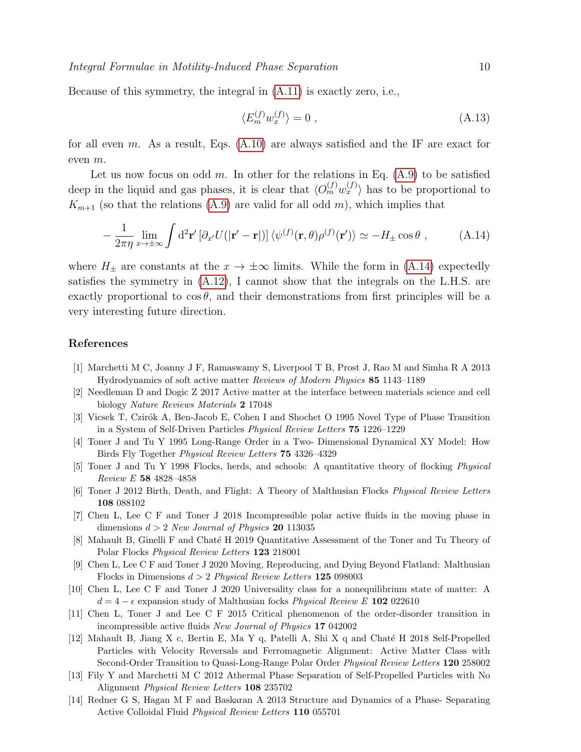Because of this symmetry, the integral in (A.11) is exactly zero, i.e.,

$$\langle E_m^{(f)} w_x^{(f)} \rangle = 0 \ , \tag{A.13}$$

for all even $m$. As a result, Eqs. (A.10) are always satisfied and the IF are exact for even $m$.

Let us now focus on odd $m$. In other for the relations in Eq. (A.9) to be satisfied deep in the liquid and gas phases, it is clear that $\langle O_m^{(f)} w_x^{(f)} \rangle$ has to be proportional to $K_{m+1}$ (so that the relations (A.9) are valid for all odd $m$), which implies that

$$-\frac{1}{2\pi\eta} \lim_{x\to\pm\infty} \int \mathrm{d}^2\mathbf{r}' \left[\partial_{x'} U(|\mathbf{r}'-\mathbf{r}|)\right] \langle \psi^{(f)}(\mathbf{r},\theta) \rho^{(f)}(\mathbf{r}') \rangle \simeq -H_\pm \cos\theta \ , \tag{A.14}$$

where $H_\pm$ are constants at the $x \to \pm\infty$ limits. While the form in (A.14) expectedly satisfies the symmetry in (A.12), I cannot show that the integrals on the L.H.S. are exactly proportional to $\cos\theta$, and their demonstrations from first principles will be a very interesting future direction.

## References

[1] Marchetti M C, Joanny J F, Ramaswamy S, Liverpool T B, Prost J, Rao M and Simha R A 2013 Hydrodynamics of soft active matter *Reviews of Modern Physics* **85** 1143–1189

[2] Needleman D and Dogic Z 2017 Active matter at the interface between materials science and cell biology *Nature Reviews Materials* **2** 17048

[3] Vicsek T, Czirók A, Ben-Jacob E, Cohen I and Shochet O 1995 Novel Type of Phase Transition in a System of Self-Driven Particles *Physical Review Letters* **75** 1226–1229

[4] Toner J and Tu Y 1995 Long-Range Order in a Two- Dimensional Dynamical XY Model: How Birds Fly Together *Physical Review Letters* **75** 4326–4329

[5] Toner J and Tu Y 1998 Flocks, herds, and schools: A quantitative theory of flocking *Physical Review E* **58** 4828–4858

[6] Toner J 2012 Birth, Death, and Flight: A Theory of Malthusian Flocks *Physical Review Letters* **108** 088102

[7] Chen L, Lee C F and Toner J 2018 Incompressible polar active fluids in the moving phase in dimensions $d > 2$ *New Journal of Physics* **20** 113035

[8] Mahault B, Ginelli F and Chaté H 2019 Quantitative Assessment of the Toner and Tu Theory of Polar Flocks *Physical Review Letters* **123** 218001

[9] Chen L, Lee C F and Toner J 2020 Moving, Reproducing, and Dying Beyond Flatland: Malthusian Flocks in Dimensions $d > 2$ *Physical Review Letters* **125** 098003

[10] Chen L, Lee C F and Toner J 2020 Universality class for a nonequilibrium state of matter: A $d = 4 - \epsilon$ expansion study of Malthusian focks *Physical Review E* **102** 022610

[11] Chen L, Toner J and Lee C F 2015 Critical phenomenon of the order-disorder transition in incompressible active fluids *New Journal of Physics* **17** 042002

[12] Mahault B, Jiang X c, Bertin E, Ma Y q, Patelli A, Shi X q and Chaté H 2018 Self-Propelled Particles with Velocity Reversals and Ferromagnetic Alignment: Active Matter Class with Second-Order Transition to Quasi-Long-Range Polar Order *Physical Review Letters* **120** 258002

[13] Fily Y and Marchetti M C 2012 Athermal Phase Separation of Self-Propelled Particles with No Alignment *Physical Review Letters* **108** 235702

[14] Redner G S, Hagan M F and Baskaran A 2013 Structure and Dynamics of a Phase- Separating Active Colloidal Fluid *Physical Review Letters* **110** 055701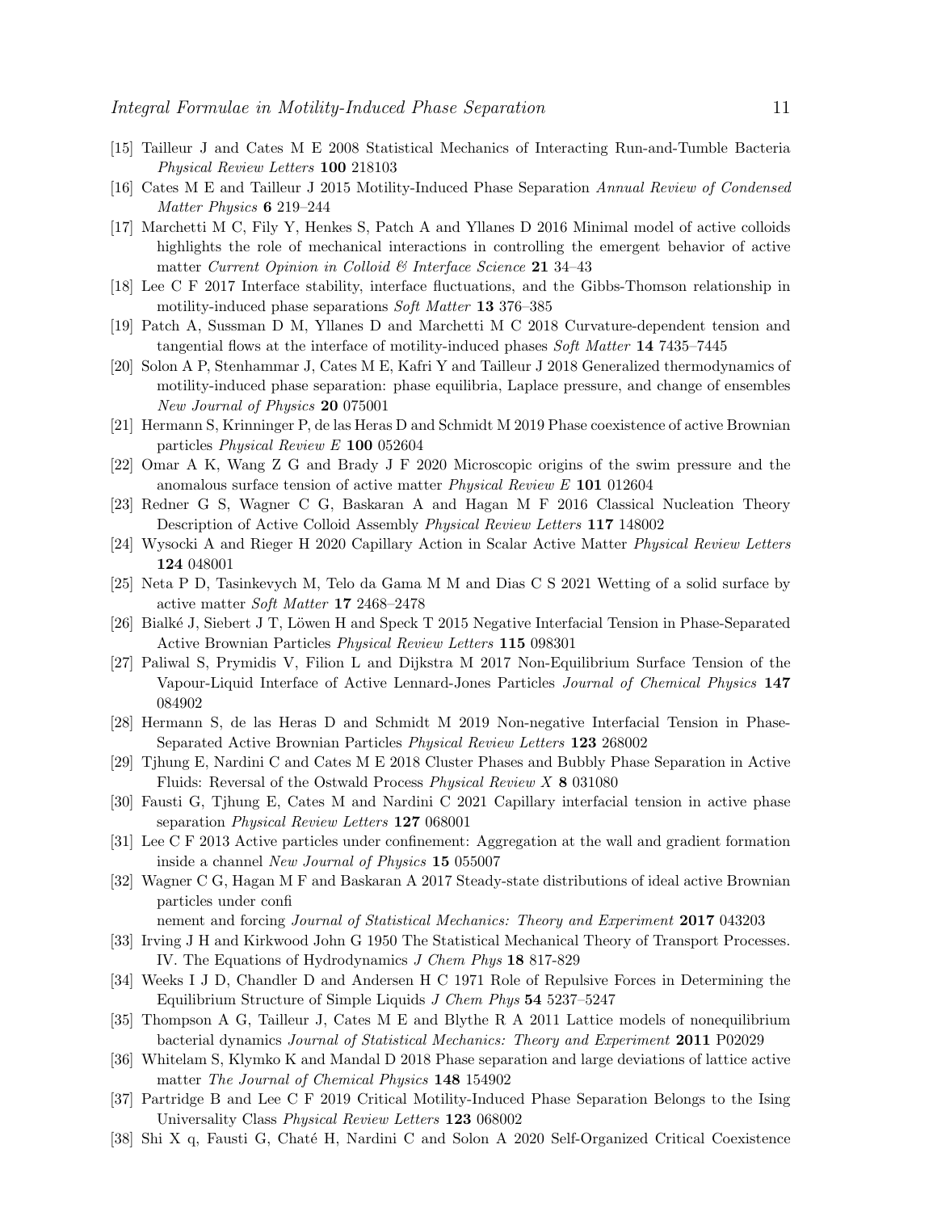[15] Tailleur J and Cates M E 2008 Statistical Mechanics of Interacting Run-and-Tumble Bacteria *Physical Review Letters* **100** 218103

[16] Cates M E and Tailleur J 2015 Motility-Induced Phase Separation *Annual Review of Condensed Matter Physics* **6** 219–244

[17] Marchetti M C, Fily Y, Henkes S, Patch A and Yllanes D 2016 Minimal model of active colloids highlights the role of mechanical interactions in controlling the emergent behavior of active matter *Current Opinion in Colloid & Interface Science* **21** 34–43

[18] Lee C F 2017 Interface stability, interface fluctuations, and the Gibbs-Thomson relationship in motility-induced phase separations *Soft Matter* **13** 376–385

[19] Patch A, Sussman D M, Yllanes D and Marchetti M C 2018 Curvature-dependent tension and tangential flows at the interface of motility-induced phases *Soft Matter* **14** 7435–7445

[20] Solon A P, Stenhammar J, Cates M E, Kafri Y and Tailleur J 2018 Generalized thermodynamics of motility-induced phase separation: phase equilibria, Laplace pressure, and change of ensembles *New Journal of Physics* **20** 075001

[21] Hermann S, Krinninger P, de las Heras D and Schmidt M 2019 Phase coexistence of active Brownian particles *Physical Review E* **100** 052604

[22] Omar A K, Wang Z G and Brady J F 2020 Microscopic origins of the swim pressure and the anomalous surface tension of active matter *Physical Review E* **101** 012604

[23] Redner G S, Wagner C G, Baskaran A and Hagan M F 2016 Classical Nucleation Theory Description of Active Colloid Assembly *Physical Review Letters* **117** 148002

[24] Wysocki A and Rieger H 2020 Capillary Action in Scalar Active Matter *Physical Review Letters* **124** 048001

[25] Neta P D, Tasinkevych M, Telo da Gama M M and Dias C S 2021 Wetting of a solid surface by active matter *Soft Matter* **17** 2468–2478

[26] Bialké J, Siebert J T, Löwen H and Speck T 2015 Negative Interfacial Tension in Phase-Separated Active Brownian Particles *Physical Review Letters* **115** 098301

[27] Paliwal S, Prymidis V, Filion L and Dijkstra M 2017 Non-Equilibrium Surface Tension of the Vapour-Liquid Interface of Active Lennard-Jones Particles *Journal of Chemical Physics* **147** 084902

[28] Hermann S, de las Heras D and Schmidt M 2019 Non-negative Interfacial Tension in Phase-Separated Active Brownian Particles *Physical Review Letters* **123** 268002

[29] Tjhung E, Nardini C and Cates M E 2018 Cluster Phases and Bubbly Phase Separation in Active Fluids: Reversal of the Ostwald Process *Physical Review X* **8** 031080

[30] Fausti G, Tjhung E, Cates M and Nardini C 2021 Capillary interfacial tension in active phase separation *Physical Review Letters* **127** 068001

[31] Lee C F 2013 Active particles under confinement: Aggregation at the wall and gradient formation inside a channel *New Journal of Physics* **15** 055007

[32] Wagner C G, Hagan M F and Baskaran A 2017 Steady-state distributions of ideal active Brownian particles under confi
nement and forcing *Journal of Statistical Mechanics: Theory and Experiment* **2017** 043203

[33] Irving J H and Kirkwood John G 1950 The Statistical Mechanical Theory of Transport Processes. IV. The Equations of Hydrodynamics *J Chem Phys* **18** 817-829

[34] Weeks I J D, Chandler D and Andersen H C 1971 Role of Repulsive Forces in Determining the Equilibrium Structure of Simple Liquids *J Chem Phys* **54** 5237–5247

[35] Thompson A G, Tailleur J, Cates M E and Blythe R A 2011 Lattice models of nonequilibrium bacterial dynamics *Journal of Statistical Mechanics: Theory and Experiment* **2011** P02029

[36] Whitelam S, Klymko K and Mandal D 2018 Phase separation and large deviations of lattice active matter *The Journal of Chemical Physics* **148** 154902

[37] Partridge B and Lee C F 2019 Critical Motility-Induced Phase Separation Belongs to the Ising Universality Class *Physical Review Letters* **123** 068002

[38] Shi X q, Fausti G, Chaté H, Nardini C and Solon A 2020 Self-Organized Critical Coexistence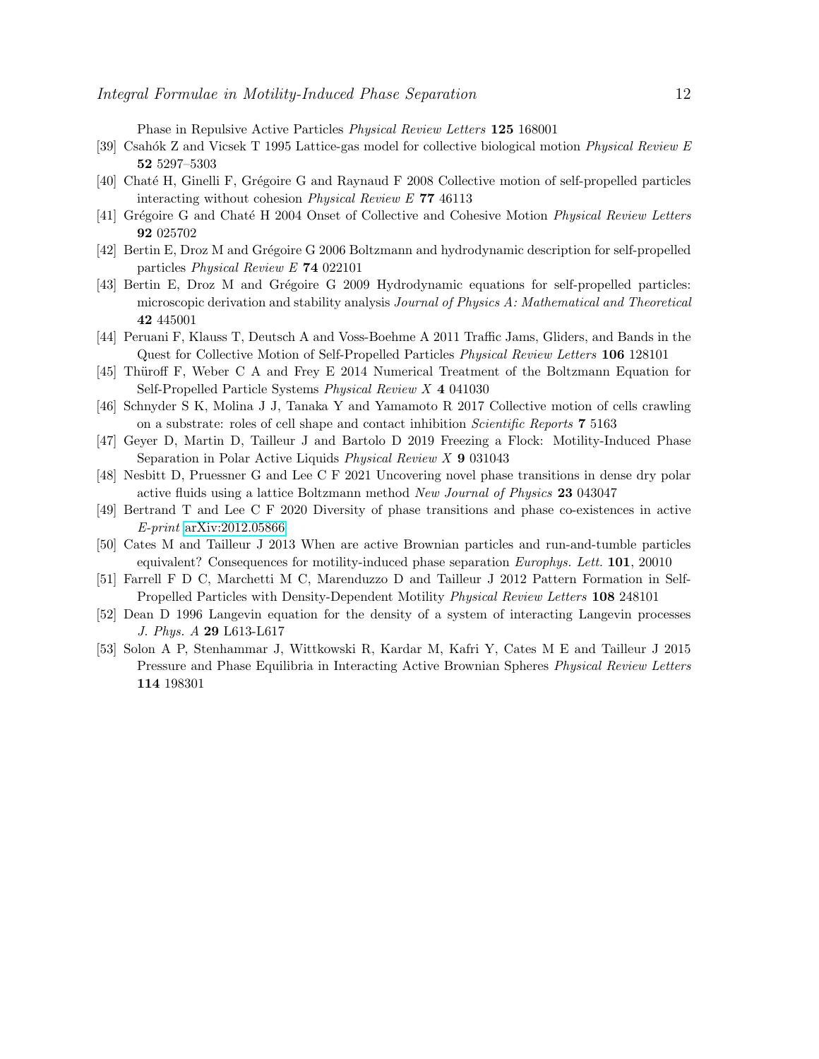Phase in Repulsive Active Particles *Physical Review Letters* **125** 168001

[39] Csahók Z and Vicsek T 1995 Lattice-gas model for collective biological motion *Physical Review E* **52** 5297–5303

[40] Chaté H, Ginelli F, Grégoire G and Raynaud F 2008 Collective motion of self-propelled particles interacting without cohesion *Physical Review E* **77** 46113

[41] Grégoire G and Chaté H 2004 Onset of Collective and Cohesive Motion *Physical Review Letters* **92** 025702

[42] Bertin E, Droz M and Grégoire G 2006 Boltzmann and hydrodynamic description for self-propelled particles *Physical Review E* **74** 022101

[43] Bertin E, Droz M and Grégoire G 2009 Hydrodynamic equations for self-propelled particles: microscopic derivation and stability analysis *Journal of Physics A: Mathematical and Theoretical* **42** 445001

[44] Peruani F, Klauss T, Deutsch A and Voss-Boehme A 2011 Traffic Jams, Gliders, and Bands in the Quest for Collective Motion of Self-Propelled Particles *Physical Review Letters* **106** 128101

[45] Thüroff F, Weber C A and Frey E 2014 Numerical Treatment of the Boltzmann Equation for Self-Propelled Particle Systems *Physical Review X* **4** 041030

[46] Schnyder S K, Molina J J, Tanaka Y and Yamamoto R 2017 Collective motion of cells crawling on a substrate: roles of cell shape and contact inhibition *Scientific Reports* **7** 5163

[47] Geyer D, Martin D, Tailleur J and Bartolo D 2019 Freezing a Flock: Motility-Induced Phase Separation in Polar Active Liquids *Physical Review X* **9** 031043

[48] Nesbitt D, Pruessner G and Lee C F 2021 Uncovering novel phase transitions in dense dry polar active fluids using a lattice Boltzmann method *New Journal of Physics* **23** 043047

[49] Bertrand T and Lee C F 2020 Diversity of phase transitions and phase co-existences in active *E-print* arXiv:2012.05866

[50] Cates M and Tailleur J 2013 When are active Brownian particles and run-and-tumble particles equivalent? Consequences for motility-induced phase separation *Europhys. Lett.* **101**, 20010

[51] Farrell F D C, Marchetti M C, Marenduzzo D and Tailleur J 2012 Pattern Formation in Self-Propelled Particles with Density-Dependent Motility *Physical Review Letters* **108** 248101

[52] Dean D 1996 Langevin equation for the density of a system of interacting Langevin processes *J. Phys. A* **29** L613-L617

[53] Solon A P, Stenhammar J, Wittkowski R, Kardar M, Kafri Y, Cates M E and Tailleur J 2015 Pressure and Phase Equilibria in Interacting Active Brownian Spheres *Physical Review Letters* **114** 198301